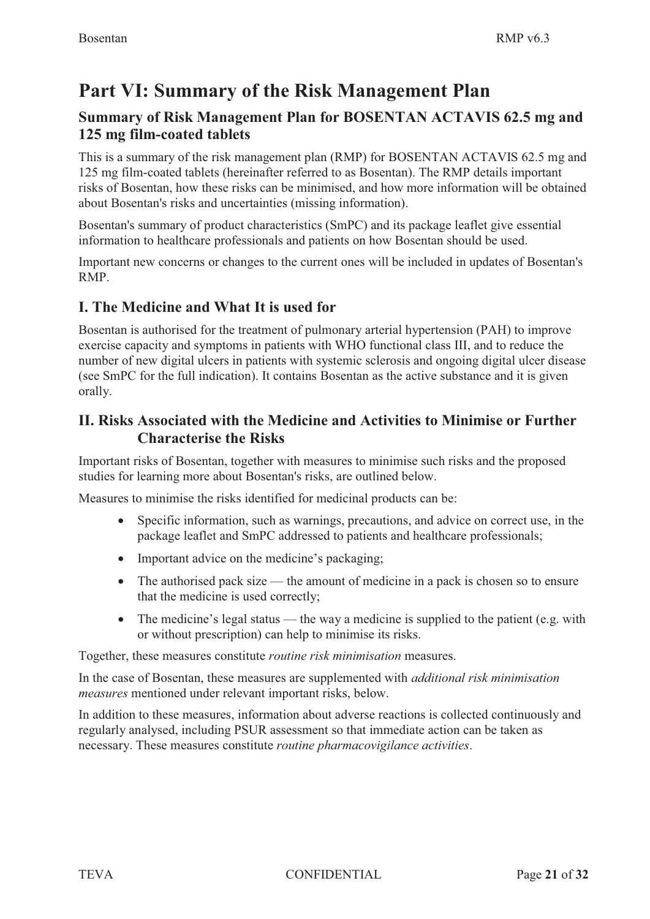# Part VI: Summary of the Risk Management Plan

## Summary of Risk Management Plan for BOSENTAN ACTAVIS 62.5 mg and 125 mg film-coated tablets

This is a summary of the risk management plan (RMP) for BOSENTAN ACTAVIS 62.5 mg and 125 mg film-coated tablets (hereinafter referred to as Bosentan). The RMP details important risks of Bosentan, how these risks can be minimised, and how more information will be obtained about Bosentan's risks and uncertainties (missing information).

Bosentan's summary of product characteristics (SmPC) and its package leaflet give essential information to healthcare professionals and patients on how Bosentan should be used.

Important new concerns or changes to the current ones will be included in updates of Bosentan's RMP.

## I. The Medicine and What It is used for

Bosentan is authorised for the treatment of pulmonary arterial hypertension (PAH) to improve exercise capacity and symptoms in patients with WHO functional class III, and to reduce the number of new digital ulcers in patients with systemic sclerosis and ongoing digital ulcer disease (see SmPC for the full indication). It contains Bosentan as the active substance and it is given orally.

## II. Risks Associated with the Medicine and Activities to Minimise or Further Characterise the Risks

Important risks of Bosentan, together with measures to minimise such risks and the proposed studies for learning more about Bosentan's risks, are outlined below.

Measures to minimise the risks identified for medicinal products can be:

- Specific information, such as warnings, precautions, and advice on correct use, in the package leaflet and SmPC addressed to patients and healthcare professionals;
- Important advice on the medicine's packaging;
- The authorised pack size — the amount of medicine in a pack is chosen so to ensure that the medicine is used correctly;
- The medicine's legal status — the way a medicine is supplied to the patient (e.g. with or without prescription) can help to minimise its risks.

Together, these measures constitute *routine risk minimisation* measures.

In the case of Bosentan, these measures are supplemented with *additional risk minimisation measures* mentioned under relevant important risks, below.

In addition to these measures, information about adverse reactions is collected continuously and regularly analysed, including PSUR assessment so that immediate action can be taken as necessary. These measures constitute *routine pharmacovigilance activities*.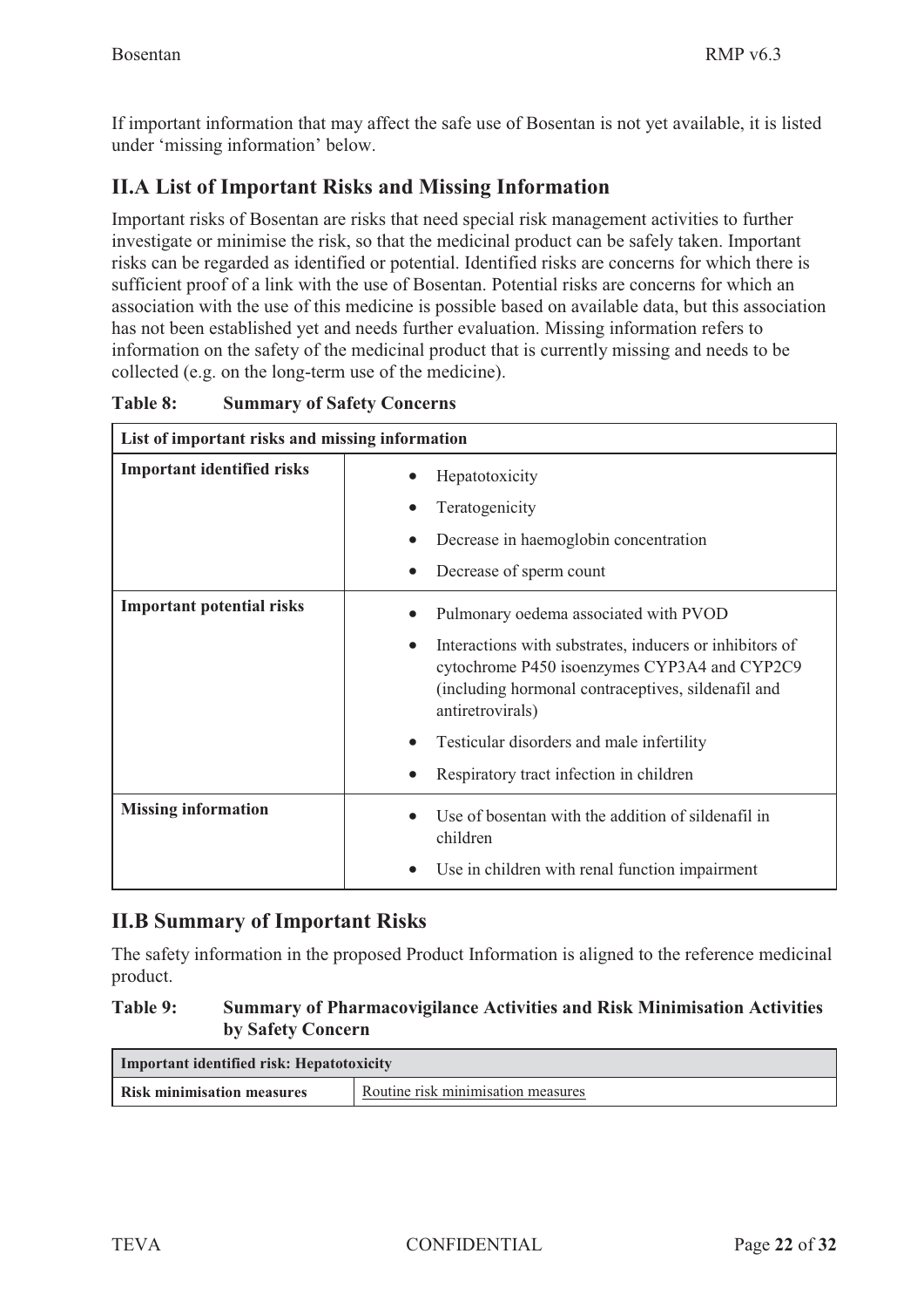If important information that may affect the safe use of Bosentan is not yet available, it is listed under 'missing information' below.

## II.A List of Important Risks and Missing Information

Important risks of Bosentan are risks that need special risk management activities to further investigate or minimise the risk, so that the medicinal product can be safely taken. Important risks can be regarded as identified or potential. Identified risks are concerns for which there is sufficient proof of a link with the use of Bosentan. Potential risks are concerns for which an association with the use of this medicine is possible based on available data, but this association has not been established yet and needs further evaluation. Missing information refers to information on the safety of the medicinal product that is currently missing and needs to be collected (e.g. on the long-term use of the medicine).

**Table 8: Summary of Safety Concerns**

| List of important risks and missing information | |
|---|---|
| **Important identified risks** | • Hepatotoxicity<br>• Teratogenicity<br>• Decrease in haemoglobin concentration<br>• Decrease of sperm count |
| **Important potential risks** | • Pulmonary oedema associated with PVOD<br>• Interactions with substrates, inducers or inhibitors of cytochrome P450 isoenzymes CYP3A4 and CYP2C9 (including hormonal contraceptives, sildenafil and antiretrovirals)<br>• Testicular disorders and male infertility<br>• Respiratory tract infection in children |
| **Missing information** | • Use of bosentan with the addition of sildenafil in children<br>• Use in children with renal function impairment |

## II.B Summary of Important Risks

The safety information in the proposed Product Information is aligned to the reference medicinal product.

**Table 9: Summary of Pharmacovigilance Activities and Risk Minimisation Activities by Safety Concern**

| Important identified risk: Hepatotoxicity | |
|---|---|
| **Risk minimisation measures** | Routine risk minimisation measures |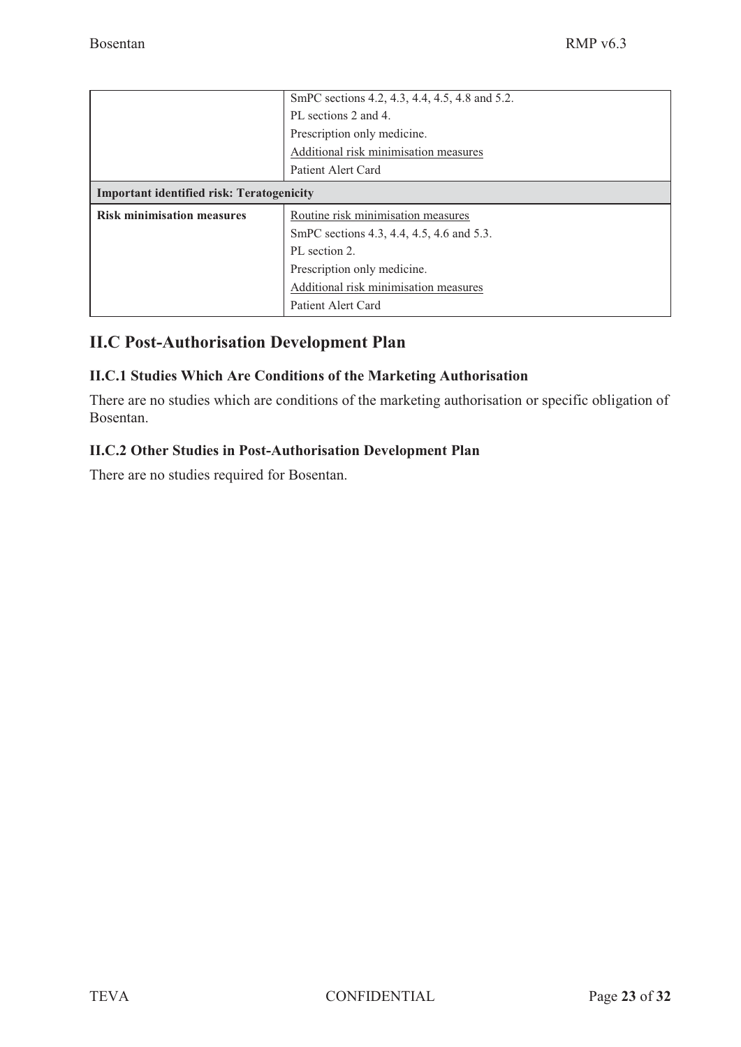| | |
|---|---|
| | SmPC sections 4.2, 4.3, 4.4, 4.5, 4.8 and 5.2.<br>PL sections 2 and 4.<br>Prescription only medicine.<br>Additional risk minimisation measures<br>Patient Alert Card |
| **Important identified risk: Teratogenicity** | |
| **Risk minimisation measures** | Routine risk minimisation measures<br>SmPC sections 4.3, 4.4, 4.5, 4.6 and 5.3.<br>PL section 2.<br>Prescription only medicine.<br>Additional risk minimisation measures<br>Patient Alert Card |

## II.C Post-Authorisation Development Plan

### II.C.1 Studies Which Are Conditions of the Marketing Authorisation

There are no studies which are conditions of the marketing authorisation or specific obligation of Bosentan.

### II.C.2 Other Studies in Post-Authorisation Development Plan

There are no studies required for Bosentan.